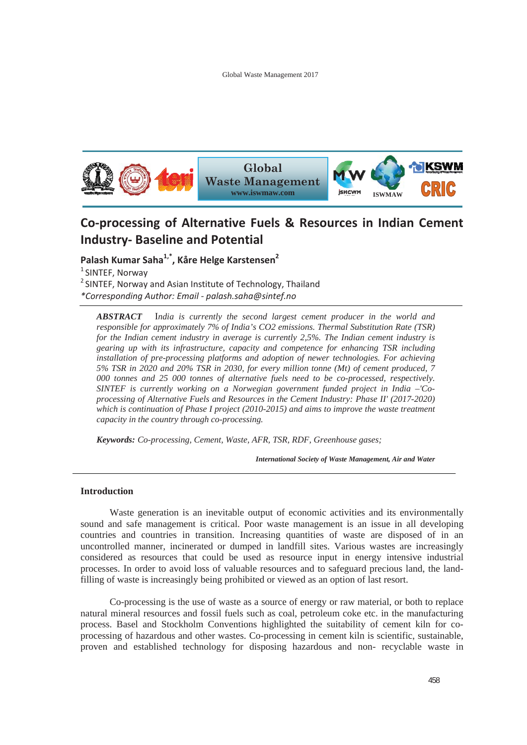# Co-processing of Alternative Fuels & Resources in Indian Cement Industry- Baseline and Potential

**Palash Kumar Saha[1,*], Kåre Helge Karstensen[2]**

[1] SINTEF, Norway

[2] SINTEF, Norway and Asian Institute of Technology, Thailand

*\*Corresponding Author: Email - palash.saha@sintef.no*

***ABSTRACT*** *India is currently the second largest cement producer in the world and responsible for approximately 7% of India's CO2 emissions. Thermal Substitution Rate (TSR) for the Indian cement industry in average is currently 2,5%. The Indian cement industry is gearing up with its infrastructure, capacity and competence for enhancing TSR including installation of pre-processing platforms and adoption of newer technologies. For achieving 5% TSR in 2020 and 20% TSR in 2030, for every million tonne (Mt) of cement produced, 7 000 tonnes and 25 000 tonnes of alternative fuels need to be co-processed, respectively. SINTEF is currently working on a Norwegian government funded project in India –'Co-processing of Alternative Fuels and Resources in the Cement Industry: Phase II' (2017-2020) which is continuation of Phase I project (2010-2015) and aims to improve the waste treatment capacity in the country through co-processing.*

***Keywords:*** *Co-processing, Cement, Waste, AFR, TSR, RDF, Greenhouse gases;*

***International Society of Waste Management, Air and Water***

## Introduction

Waste generation is an inevitable output of economic activities and its environmentally sound and safe management is critical. Poor waste management is an issue in all developing countries and countries in transition. Increasing quantities of waste are disposed of in an uncontrolled manner, incinerated or dumped in landfill sites. Various wastes are increasingly considered as resources that could be used as resource input in energy intensive industrial processes. In order to avoid loss of valuable resources and to safeguard precious land, the land-filling of waste is increasingly being prohibited or viewed as an option of last resort.

Co-processing is the use of waste as a source of energy or raw material, or both to replace natural mineral resources and fossil fuels such as coal, petroleum coke etc. in the manufacturing process. Basel and Stockholm Conventions highlighted the suitability of cement kiln for co-processing of hazardous and other wastes. Co-processing in cement kiln is scientific, sustainable, proven and established technology for disposing hazardous and non- recyclable waste in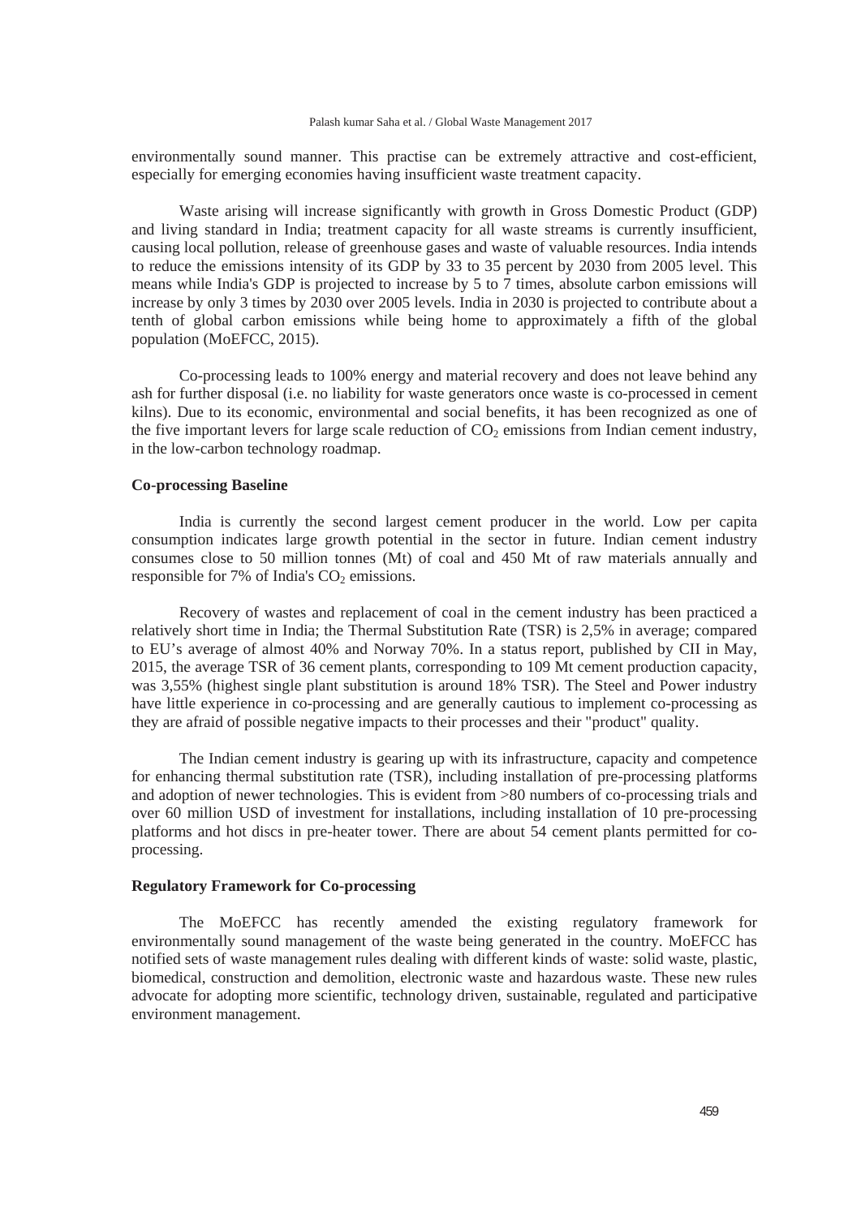environmentally sound manner. This practise can be extremely attractive and cost-efficient, especially for emerging economies having insufficient waste treatment capacity.

Waste arising will increase significantly with growth in Gross Domestic Product (GDP) and living standard in India; treatment capacity for all waste streams is currently insufficient, causing local pollution, release of greenhouse gases and waste of valuable resources. India intends to reduce the emissions intensity of its GDP by 33 to 35 percent by 2030 from 2005 level. This means while India's GDP is projected to increase by 5 to 7 times, absolute carbon emissions will increase by only 3 times by 2030 over 2005 levels. India in 2030 is projected to contribute about a tenth of global carbon emissions while being home to approximately a fifth of the global population (MoEFCC, 2015).

Co-processing leads to 100% energy and material recovery and does not leave behind any ash for further disposal (i.e. no liability for waste generators once waste is co-processed in cement kilns). Due to its economic, environmental and social benefits, it has been recognized as one of the five important levers for large scale reduction of $CO_2$ emissions from Indian cement industry, in the low-carbon technology roadmap.

**Co-processing Baseline**

India is currently the second largest cement producer in the world. Low per capita consumption indicates large growth potential in the sector in future. Indian cement industry consumes close to 50 million tonnes (Mt) of coal and 450 Mt of raw materials annually and responsible for 7% of India's $CO_2$ emissions.

Recovery of wastes and replacement of coal in the cement industry has been practiced a relatively short time in India; the Thermal Substitution Rate (TSR) is 2,5% in average; compared to EU's average of almost 40% and Norway 70%. In a status report, published by CII in May, 2015, the average TSR of 36 cement plants, corresponding to 109 Mt cement production capacity, was 3,55% (highest single plant substitution is around 18% TSR). The Steel and Power industry have little experience in co-processing and are generally cautious to implement co-processing as they are afraid of possible negative impacts to their processes and their "product" quality.

The Indian cement industry is gearing up with its infrastructure, capacity and competence for enhancing thermal substitution rate (TSR), including installation of pre-processing platforms and adoption of newer technologies. This is evident from >80 numbers of co-processing trials and over 60 million USD of investment for installations, including installation of 10 pre-processing platforms and hot discs in pre-heater tower. There are about 54 cement plants permitted for co-processing.

**Regulatory Framework for Co-processing**

The MoEFCC has recently amended the existing regulatory framework for environmentally sound management of the waste being generated in the country. MoEFCC has notified sets of waste management rules dealing with different kinds of waste: solid waste, plastic, biomedical, construction and demolition, electronic waste and hazardous waste. These new rules advocate for adopting more scientific, technology driven, sustainable, regulated and participative environment management.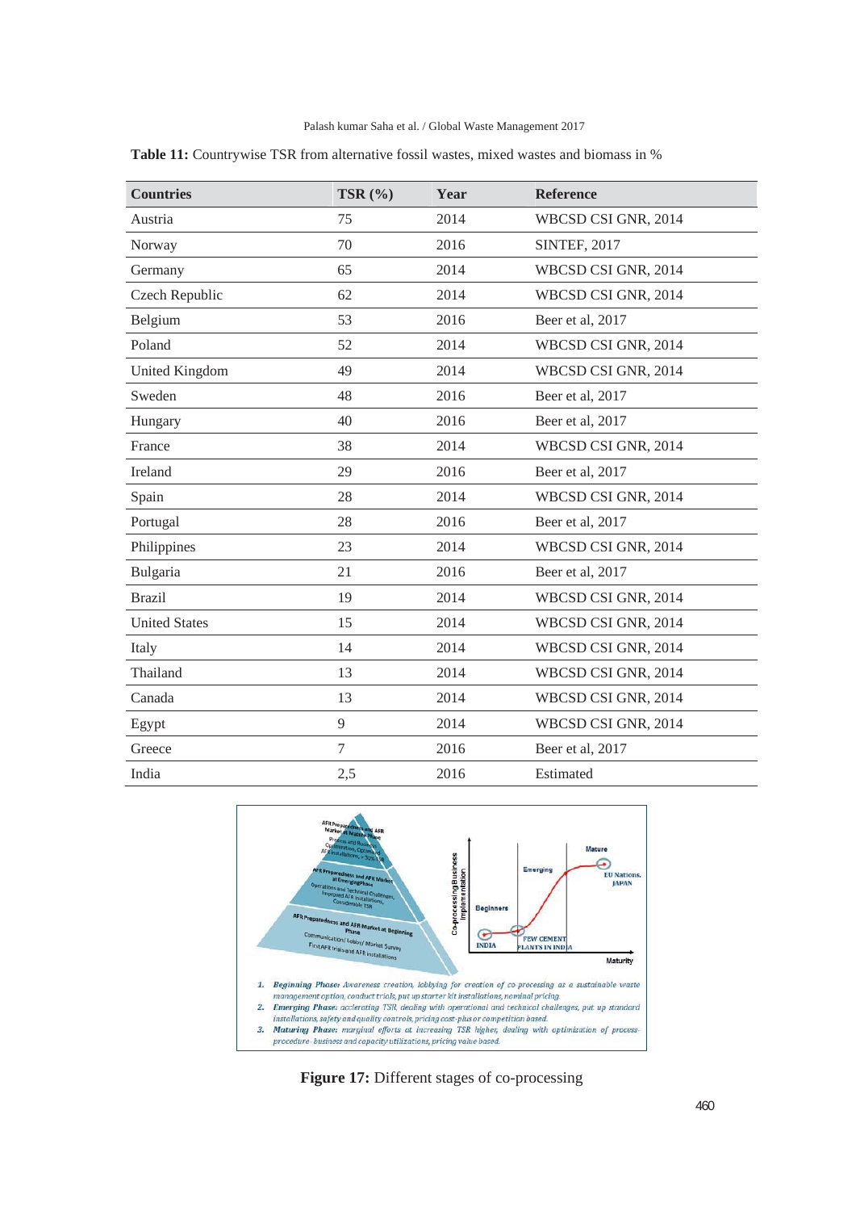**Table 11:** Countrywise TSR from alternative fossil wastes, mixed wastes and biomass in %

| Countries | TSR (%) | Year | Reference |
|---|---|---|---|
| Austria | 75 | 2014 | WBCSD CSI GNR, 2014 |
| Norway | 70 | 2016 | SINTEF, 2017 |
| Germany | 65 | 2014 | WBCSD CSI GNR, 2014 |
| Czech Republic | 62 | 2014 | WBCSD CSI GNR, 2014 |
| Belgium | 53 | 2016 | Beer et al, 2017 |
| Poland | 52 | 2014 | WBCSD CSI GNR, 2014 |
| United Kingdom | 49 | 2014 | WBCSD CSI GNR, 2014 |
| Sweden | 48 | 2016 | Beer et al, 2017 |
| Hungary | 40 | 2016 | Beer et al, 2017 |
| France | 38 | 2014 | WBCSD CSI GNR, 2014 |
| Ireland | 29 | 2016 | Beer et al, 2017 |
| Spain | 28 | 2014 | WBCSD CSI GNR, 2014 |
| Portugal | 28 | 2016 | Beer et al, 2017 |
| Philippines | 23 | 2014 | WBCSD CSI GNR, 2014 |
| Bulgaria | 21 | 2016 | Beer et al, 2017 |
| Brazil | 19 | 2014 | WBCSD CSI GNR, 2014 |
| United States | 15 | 2014 | WBCSD CSI GNR, 2014 |
| Italy | 14 | 2014 | WBCSD CSI GNR, 2014 |
| Thailand | 13 | 2014 | WBCSD CSI GNR, 2014 |
| Canada | 13 | 2014 | WBCSD CSI GNR, 2014 |
| Egypt | 9 | 2014 | WBCSD CSI GNR, 2014 |
| Greece | 7 | 2016 | Beer et al, 2017 |
| India | 2,5 | 2016 | Estimated |

1. *Beginning Phase: Awareness creation, lobbying for creation of co-processing as a sustainable waste management option, conduct trials, put up starter kit installations, nominal pricing.*
2. *Emerging Phase: accelerating TSR, dealing with operational and technical challenges, put up standard installations, safety and quality controls, pricing cost-plus or competition based.*
3. *Maturing Phase: marginal efforts at increasing TSR higher, dealing with optimization of process-procedure- business and capacity utilizations, pricing value based.*

**Figure 17:** Different stages of co-processing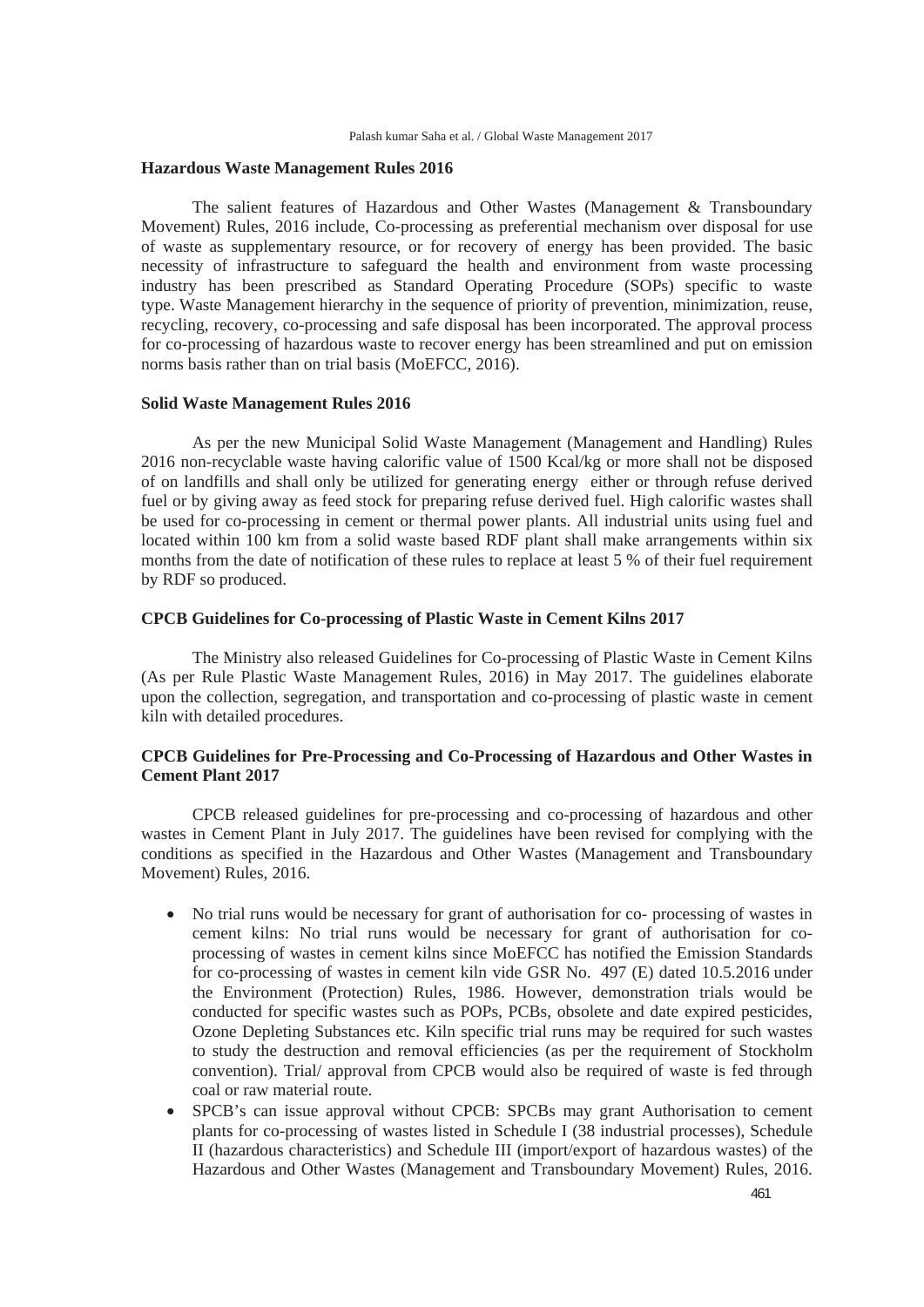**Hazardous Waste Management Rules 2016**

The salient features of Hazardous and Other Wastes (Management & Transboundary Movement) Rules, 2016 include, Co-processing as preferential mechanism over disposal for use of waste as supplementary resource, or for recovery of energy has been provided. The basic necessity of infrastructure to safeguard the health and environment from waste processing industry has been prescribed as Standard Operating Procedure (SOPs) specific to waste type. Waste Management hierarchy in the sequence of priority of prevention, minimization, reuse, recycling, recovery, co-processing and safe disposal has been incorporated. The approval process for co-processing of hazardous waste to recover energy has been streamlined and put on emission norms basis rather than on trial basis (MoEFCC, 2016).

**Solid Waste Management Rules 2016**

As per the new Municipal Solid Waste Management (Management and Handling) Rules 2016 non-recyclable waste having calorific value of 1500 Kcal/kg or more shall not be disposed of on landfills and shall only be utilized for generating energy either or through refuse derived fuel or by giving away as feed stock for preparing refuse derived fuel. High calorific wastes shall be used for co-processing in cement or thermal power plants. All industrial units using fuel and located within 100 km from a solid waste based RDF plant shall make arrangements within six months from the date of notification of these rules to replace at least 5 % of their fuel requirement by RDF so produced.

**CPCB Guidelines for Co-processing of Plastic Waste in Cement Kilns 2017**

The Ministry also released Guidelines for Co-processing of Plastic Waste in Cement Kilns (As per Rule Plastic Waste Management Rules, 2016) in May 2017. The guidelines elaborate upon the collection, segregation, and transportation and co-processing of plastic waste in cement kiln with detailed procedures.

**CPCB Guidelines for Pre-Processing and Co-Processing of Hazardous and Other Wastes in Cement Plant 2017**

CPCB released guidelines for pre-processing and co-processing of hazardous and other wastes in Cement Plant in July 2017. The guidelines have been revised for complying with the conditions as specified in the Hazardous and Other Wastes (Management and Transboundary Movement) Rules, 2016.

- No trial runs would be necessary for grant of authorisation for co- processing of wastes in cement kilns: No trial runs would be necessary for grant of authorisation for co-processing of wastes in cement kilns since MoEFCC has notified the Emission Standards for co-processing of wastes in cement kiln vide GSR No. 497 (E) dated 10.5.2016 under the Environment (Protection) Rules, 1986. However, demonstration trials would be conducted for specific wastes such as POPs, PCBs, obsolete and date expired pesticides, Ozone Depleting Substances etc. Kiln specific trial runs may be required for such wastes to study the destruction and removal efficiencies (as per the requirement of Stockholm convention). Trial/ approval from CPCB would also be required of waste is fed through coal or raw material route.
- SPCB's can issue approval without CPCB: SPCBs may grant Authorisation to cement plants for co-processing of wastes listed in Schedule I (38 industrial processes), Schedule II (hazardous characteristics) and Schedule III (import/export of hazardous wastes) of the Hazardous and Other Wastes (Management and Transboundary Movement) Rules, 2016.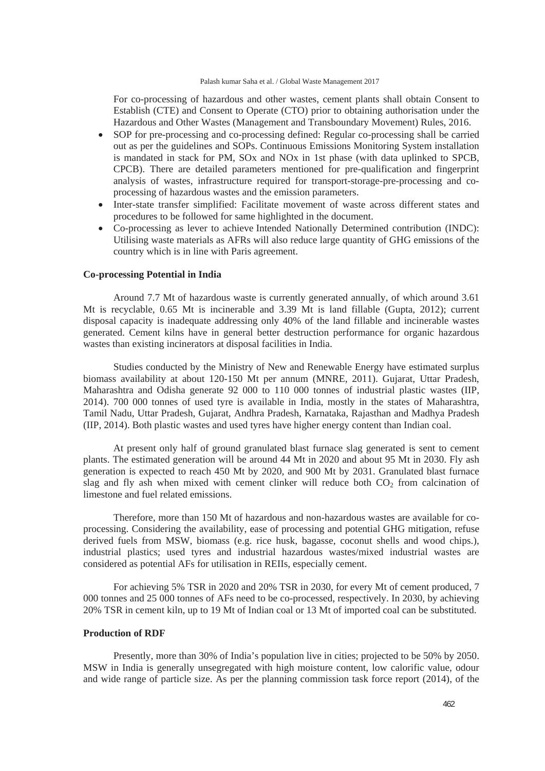For co-processing of hazardous and other wastes, cement plants shall obtain Consent to Establish (CTE) and Consent to Operate (CTO) prior to obtaining authorisation under the Hazardous and Other Wastes (Management and Transboundary Movement) Rules, 2016.

- SOP for pre-processing and co-processing defined: Regular co-processing shall be carried out as per the guidelines and SOPs. Continuous Emissions Monitoring System installation is mandated in stack for PM, SOx and NOx in 1st phase (with data uplinked to SPCB, CPCB). There are detailed parameters mentioned for pre-qualification and fingerprint analysis of wastes, infrastructure required for transport-storage-pre-processing and co-processing of hazardous wastes and the emission parameters.
- Inter-state transfer simplified: Facilitate movement of waste across different states and procedures to be followed for same highlighted in the document.
- Co-processing as lever to achieve Intended Nationally Determined contribution (INDC): Utilising waste materials as AFRs will also reduce large quantity of GHG emissions of the country which is in line with Paris agreement.

**Co-processing Potential in India**

Around 7.7 Mt of hazardous waste is currently generated annually, of which around 3.61 Mt is recyclable, 0.65 Mt is incinerable and 3.39 Mt is land fillable (Gupta, 2012); current disposal capacity is inadequate addressing only 40% of the land fillable and incinerable wastes generated. Cement kilns have in general better destruction performance for organic hazardous wastes than existing incinerators at disposal facilities in India.

Studies conducted by the Ministry of New and Renewable Energy have estimated surplus biomass availability at about 120-150 Mt per annum (MNRE, 2011). Gujarat, Uttar Pradesh, Maharashtra and Odisha generate 92 000 to 110 000 tonnes of industrial plastic wastes (IIP, 2014). 700 000 tonnes of used tyre is available in India, mostly in the states of Maharashtra, Tamil Nadu, Uttar Pradesh, Gujarat, Andhra Pradesh, Karnataka, Rajasthan and Madhya Pradesh (IIP, 2014). Both plastic wastes and used tyres have higher energy content than Indian coal.

At present only half of ground granulated blast furnace slag generated is sent to cement plants. The estimated generation will be around 44 Mt in 2020 and about 95 Mt in 2030. Fly ash generation is expected to reach 450 Mt by 2020, and 900 Mt by 2031. Granulated blast furnace slag and fly ash when mixed with cement clinker will reduce both $CO_2$ from calcination of limestone and fuel related emissions.

Therefore, more than 150 Mt of hazardous and non-hazardous wastes are available for co-processing. Considering the availability, ease of processing and potential GHG mitigation, refuse derived fuels from MSW, biomass (e.g. rice husk, bagasse, coconut shells and wood chips.), industrial plastics; used tyres and industrial hazardous wastes/mixed industrial wastes are considered as potential AFs for utilisation in REIIs, especially cement.

For achieving 5% TSR in 2020 and 20% TSR in 2030, for every Mt of cement produced, 7 000 tonnes and 25 000 tonnes of AFs need to be co-processed, respectively. In 2030, by achieving 20% TSR in cement kiln, up to 19 Mt of Indian coal or 13 Mt of imported coal can be substituted.

**Production of RDF**

Presently, more than 30% of India's population live in cities; projected to be 50% by 2050. MSW in India is generally unsegregated with high moisture content, low calorific value, odour and wide range of particle size. As per the planning commission task force report (2014), of the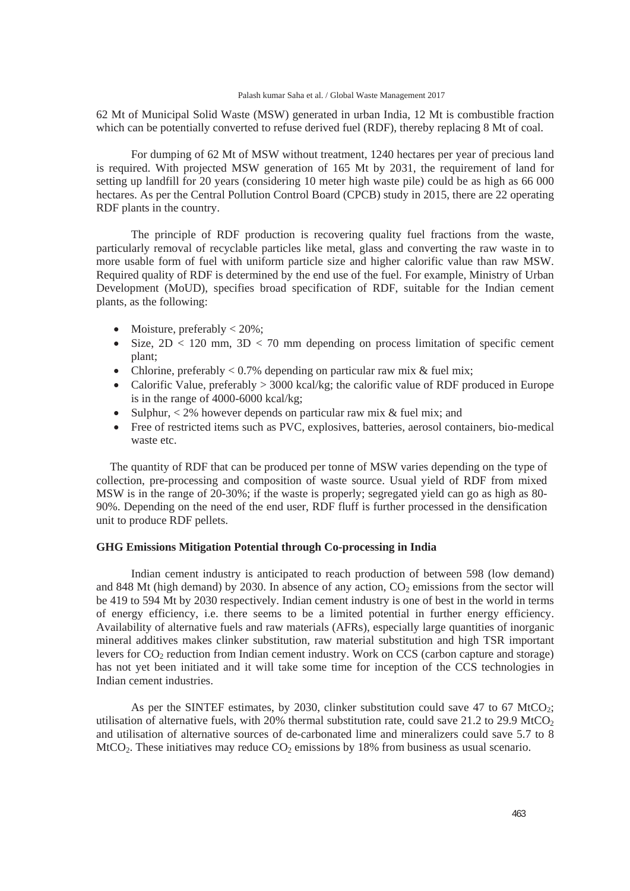62 Mt of Municipal Solid Waste (MSW) generated in urban India, 12 Mt is combustible fraction which can be potentially converted to refuse derived fuel (RDF), thereby replacing 8 Mt of coal.

For dumping of 62 Mt of MSW without treatment, 1240 hectares per year of precious land is required. With projected MSW generation of 165 Mt by 2031, the requirement of land for setting up landfill for 20 years (considering 10 meter high waste pile) could be as high as 66 000 hectares. As per the Central Pollution Control Board (CPCB) study in 2015, there are 22 operating RDF plants in the country.

The principle of RDF production is recovering quality fuel fractions from the waste, particularly removal of recyclable particles like metal, glass and converting the raw waste in to more usable form of fuel with uniform particle size and higher calorific value than raw MSW. Required quality of RDF is determined by the end use of the fuel. For example, Ministry of Urban Development (MoUD), specifies broad specification of RDF, suitable for the Indian cement plants, as the following:

- Moisture, preferably < 20%;
- Size, 2D < 120 mm, 3D < 70 mm depending on process limitation of specific cement plant;
- Chlorine, preferably < 0.7% depending on particular raw mix & fuel mix;
- Calorific Value, preferably > 3000 kcal/kg; the calorific value of RDF produced in Europe is in the range of 4000-6000 kcal/kg;
- Sulphur, < 2% however depends on particular raw mix & fuel mix; and
- Free of restricted items such as PVC, explosives, batteries, aerosol containers, bio-medical waste etc.

The quantity of RDF that can be produced per tonne of MSW varies depending on the type of collection, pre-processing and composition of waste source. Usual yield of RDF from mixed MSW is in the range of 20-30%; if the waste is properly; segregated yield can go as high as 80-90%. Depending on the need of the end user, RDF fluff is further processed in the densification unit to produce RDF pellets.

**GHG Emissions Mitigation Potential through Co-processing in India**

Indian cement industry is anticipated to reach production of between 598 (low demand) and 848 Mt (high demand) by 2030. In absence of any action, $CO_2$ emissions from the sector will be 419 to 594 Mt by 2030 respectively. Indian cement industry is one of best in the world in terms of energy efficiency, i.e. there seems to be a limited potential in further energy efficiency. Availability of alternative fuels and raw materials (AFRs), especially large quantities of inorganic mineral additives makes clinker substitution, raw material substitution and high TSR important levers for $CO_2$ reduction from Indian cement industry. Work on CCS (carbon capture and storage) has not yet been initiated and it will take some time for inception of the CCS technologies in Indian cement industries.

As per the SINTEF estimates, by 2030, clinker substitution could save 47 to 67 $MtCO_2$; utilisation of alternative fuels, with 20% thermal substitution rate, could save 21.2 to 29.9 $MtCO_2$ and utilisation of alternative sources of de-carbonated lime and mineralizers could save 5.7 to 8 $MtCO_2$. These initiatives may reduce $CO_2$ emissions by 18% from business as usual scenario.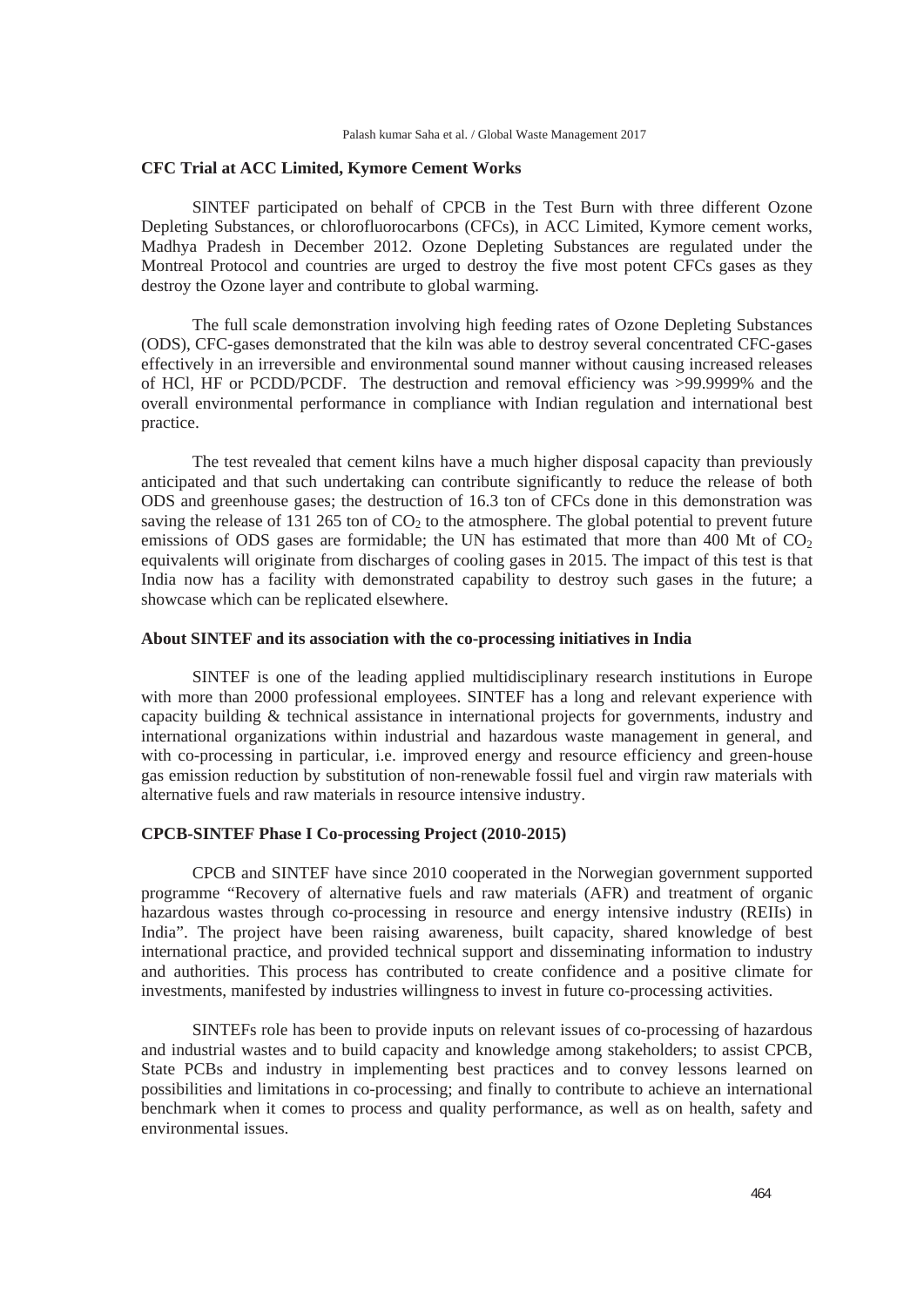### CFC Trial at ACC Limited, Kymore Cement Works

SINTEF participated on behalf of CPCB in the Test Burn with three different Ozone Depleting Substances, or chlorofluorocarbons (CFCs), in ACC Limited, Kymore cement works, Madhya Pradesh in December 2012. Ozone Depleting Substances are regulated under the Montreal Protocol and countries are urged to destroy the five most potent CFCs gases as they destroy the Ozone layer and contribute to global warming.

The full scale demonstration involving high feeding rates of Ozone Depleting Substances (ODS), CFC-gases demonstrated that the kiln was able to destroy several concentrated CFC-gases effectively in an irreversible and environmental sound manner without causing increased releases of HCl, HF or PCDD/PCDF. The destruction and removal efficiency was >99.9999% and the overall environmental performance in compliance with Indian regulation and international best practice.

The test revealed that cement kilns have a much higher disposal capacity than previously anticipated and that such undertaking can contribute significantly to reduce the release of both ODS and greenhouse gases; the destruction of 16.3 ton of CFCs done in this demonstration was saving the release of 131 265 ton of $CO_2$ to the atmosphere. The global potential to prevent future emissions of ODS gases are formidable; the UN has estimated that more than 400 Mt of $CO_2$ equivalents will originate from discharges of cooling gases in 2015. The impact of this test is that India now has a facility with demonstrated capability to destroy such gases in the future; a showcase which can be replicated elsewhere.

### About SINTEF and its association with the co-processing initiatives in India

SINTEF is one of the leading applied multidisciplinary research institutions in Europe with more than 2000 professional employees. SINTEF has a long and relevant experience with capacity building & technical assistance in international projects for governments, industry and international organizations within industrial and hazardous waste management in general, and with co-processing in particular, i.e. improved energy and resource efficiency and green-house gas emission reduction by substitution of non-renewable fossil fuel and virgin raw materials with alternative fuels and raw materials in resource intensive industry.

### CPCB-SINTEF Phase I Co-processing Project (2010-2015)

CPCB and SINTEF have since 2010 cooperated in the Norwegian government supported programme "Recovery of alternative fuels and raw materials (AFR) and treatment of organic hazardous wastes through co-processing in resource and energy intensive industry (REIIs) in India". The project have been raising awareness, built capacity, shared knowledge of best international practice, and provided technical support and disseminating information to industry and authorities. This process has contributed to create confidence and a positive climate for investments, manifested by industries willingness to invest in future co-processing activities.

SINTEFs role has been to provide inputs on relevant issues of co-processing of hazardous and industrial wastes and to build capacity and knowledge among stakeholders; to assist CPCB, State PCBs and industry in implementing best practices and to convey lessons learned on possibilities and limitations in co-processing; and finally to contribute to achieve an international benchmark when it comes to process and quality performance, as well as on health, safety and environmental issues.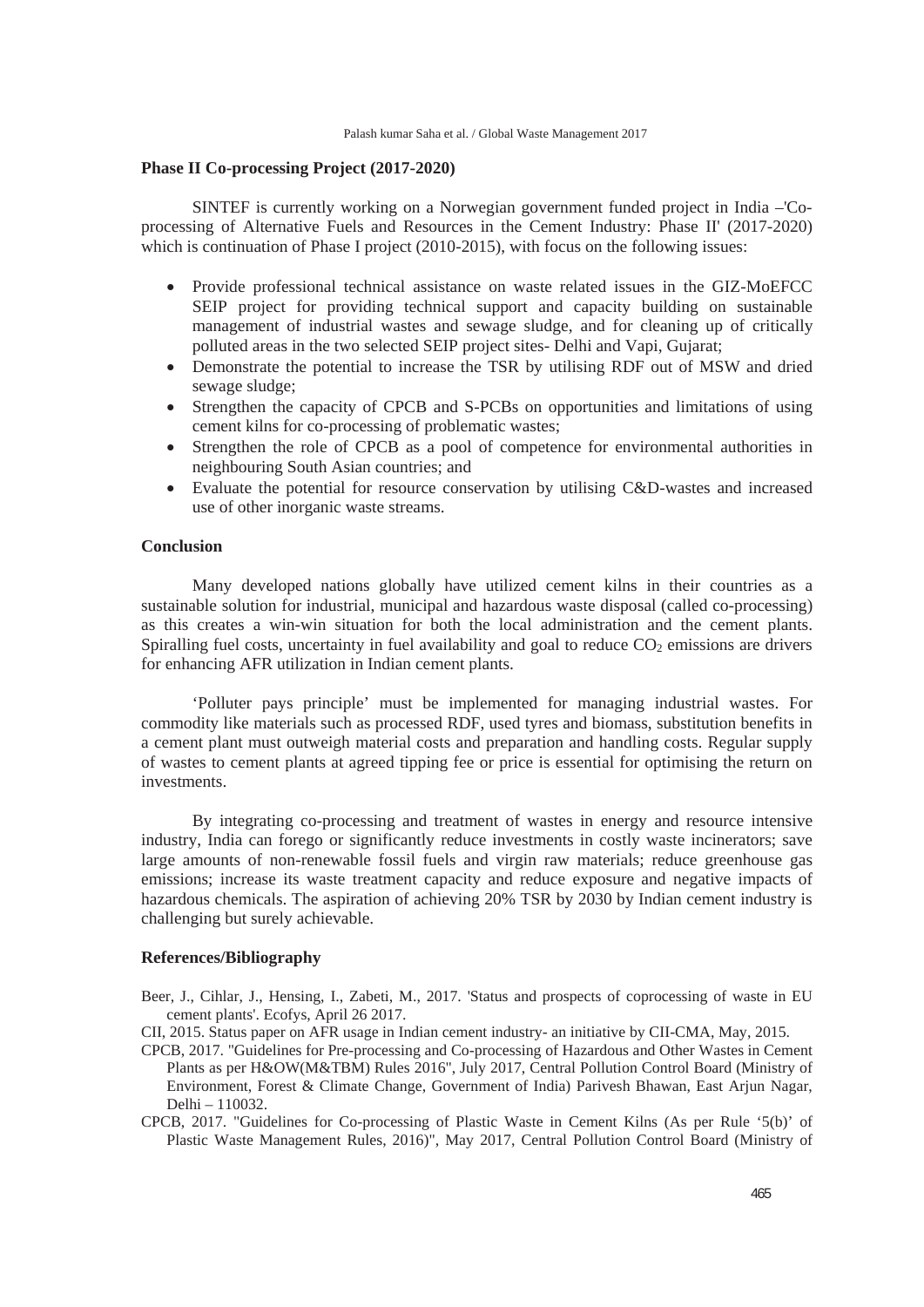### Phase II Co-processing Project (2017-2020)

SINTEF is currently working on a Norwegian government funded project in India –'Co-processing of Alternative Fuels and Resources in the Cement Industry: Phase II' (2017-2020) which is continuation of Phase I project (2010-2015), with focus on the following issues:

- Provide professional technical assistance on waste related issues in the GIZ-MoEFCC SEIP project for providing technical support and capacity building on sustainable management of industrial wastes and sewage sludge, and for cleaning up of critically polluted areas in the two selected SEIP project sites- Delhi and Vapi, Gujarat;
- Demonstrate the potential to increase the TSR by utilising RDF out of MSW and dried sewage sludge;
- Strengthen the capacity of CPCB and S-PCBs on opportunities and limitations of using cement kilns for co-processing of problematic wastes;
- Strengthen the role of CPCB as a pool of competence for environmental authorities in neighbouring South Asian countries; and
- Evaluate the potential for resource conservation by utilising C&D-wastes and increased use of other inorganic waste streams.

### Conclusion

Many developed nations globally have utilized cement kilns in their countries as a sustainable solution for industrial, municipal and hazardous waste disposal (called co-processing) as this creates a win-win situation for both the local administration and the cement plants. Spiralling fuel costs, uncertainty in fuel availability and goal to reduce $CO_2$ emissions are drivers for enhancing AFR utilization in Indian cement plants.

'Polluter pays principle' must be implemented for managing industrial wastes. For commodity like materials such as processed RDF, used tyres and biomass, substitution benefits in a cement plant must outweigh material costs and preparation and handling costs. Regular supply of wastes to cement plants at agreed tipping fee or price is essential for optimising the return on investments.

By integrating co-processing and treatment of wastes in energy and resource intensive industry, India can forego or significantly reduce investments in costly waste incinerators; save large amounts of non-renewable fossil fuels and virgin raw materials; reduce greenhouse gas emissions; increase its waste treatment capacity and reduce exposure and negative impacts of hazardous chemicals. The aspiration of achieving 20% TSR by 2030 by Indian cement industry is challenging but surely achievable.

### References/Bibliography

Beer, J., Cihlar, J., Hensing, I., Zabeti, M., 2017. 'Status and prospects of coprocessing of waste in EU cement plants'. Ecofys, April 26 2017.

CII, 2015. Status paper on AFR usage in Indian cement industry- an initiative by CII-CMA, May, 2015.

CPCB, 2017. "Guidelines for Pre-processing and Co-processing of Hazardous and Other Wastes in Cement Plants as per H&OW(M&TBM) Rules 2016", July 2017, Central Pollution Control Board (Ministry of Environment, Forest & Climate Change, Government of India) Parivesh Bhawan, East Arjun Nagar, Delhi – 110032.

CPCB, 2017. "Guidelines for Co-processing of Plastic Waste in Cement Kilns (As per Rule '5(b)' of Plastic Waste Management Rules, 2016)", May 2017, Central Pollution Control Board (Ministry of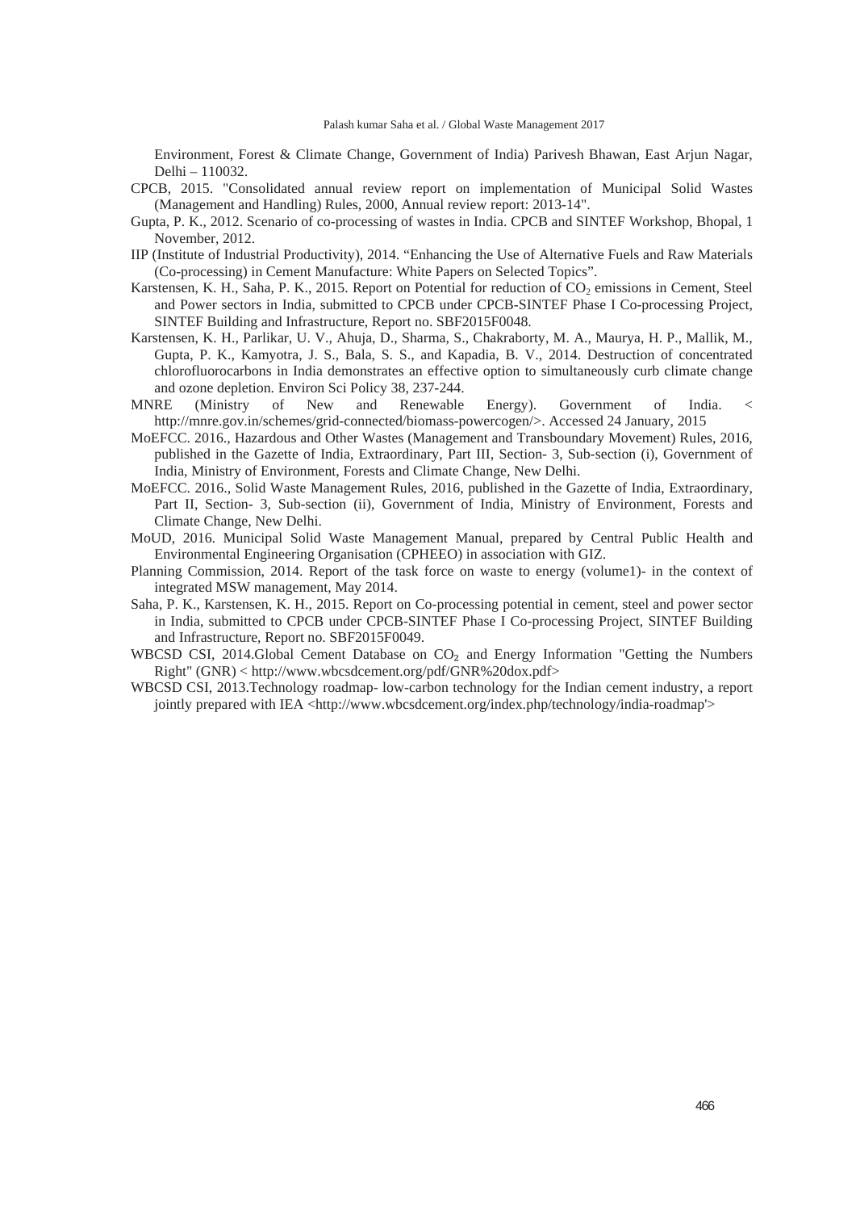Environment, Forest & Climate Change, Government of India) Parivesh Bhawan, East Arjun Nagar, Delhi – 110032.

CPCB, 2015. "Consolidated annual review report on implementation of Municipal Solid Wastes (Management and Handling) Rules, 2000, Annual review report: 2013-14".

Gupta, P. K., 2012. Scenario of co-processing of wastes in India. CPCB and SINTEF Workshop, Bhopal, 1 November, 2012.

IIP (Institute of Industrial Productivity), 2014. "Enhancing the Use of Alternative Fuels and Raw Materials (Co-processing) in Cement Manufacture: White Papers on Selected Topics".

Karstensen, K. H., Saha, P. K., 2015. Report on Potential for reduction of $CO_2$ emissions in Cement, Steel and Power sectors in India, submitted to CPCB under CPCB-SINTEF Phase I Co-processing Project, SINTEF Building and Infrastructure, Report no. SBF2015F0048.

Karstensen, K. H., Parlikar, U. V., Ahuja, D., Sharma, S., Chakraborty, M. A., Maurya, H. P., Mallik, M., Gupta, P. K., Kamyotra, J. S., Bala, S. S., and Kapadia, B. V., 2014. Destruction of concentrated chlorofluorocarbons in India demonstrates an effective option to simultaneously curb climate change and ozone depletion. Environ Sci Policy 38, 237-244.

MNRE (Ministry of New and Renewable Energy). Government of India. < http://mnre.gov.in/schemes/grid-connected/biomass-powercogen/>. Accessed 24 January, 2015

MoEFCC. 2016., Hazardous and Other Wastes (Management and Transboundary Movement) Rules, 2016, published in the Gazette of India, Extraordinary, Part III, Section- 3, Sub-section (i), Government of India, Ministry of Environment, Forests and Climate Change, New Delhi.

MoEFCC. 2016., Solid Waste Management Rules, 2016, published in the Gazette of India, Extraordinary, Part II, Section- 3, Sub-section (ii), Government of India, Ministry of Environment, Forests and Climate Change, New Delhi.

MoUD, 2016. Municipal Solid Waste Management Manual, prepared by Central Public Health and Environmental Engineering Organisation (CPHEEO) in association with GIZ.

Planning Commission, 2014. Report of the task force on waste to energy (volume1)- in the context of integrated MSW management, May 2014.

Saha, P. K., Karstensen, K. H., 2015. Report on Co-processing potential in cement, steel and power sector in India, submitted to CPCB under CPCB-SINTEF Phase I Co-processing Project, SINTEF Building and Infrastructure, Report no. SBF2015F0049.

WBCSD CSI, 2014.Global Cement Database on $CO_2$ and Energy Information "Getting the Numbers Right" (GNR) < http://www.wbcsdcement.org/pdf/GNR%20dox.pdf>

WBCSD CSI, 2013.Technology roadmap- low-carbon technology for the Indian cement industry, a report jointly prepared with IEA <http://www.wbcsdcement.org/index.php/technology/india-roadmap'>